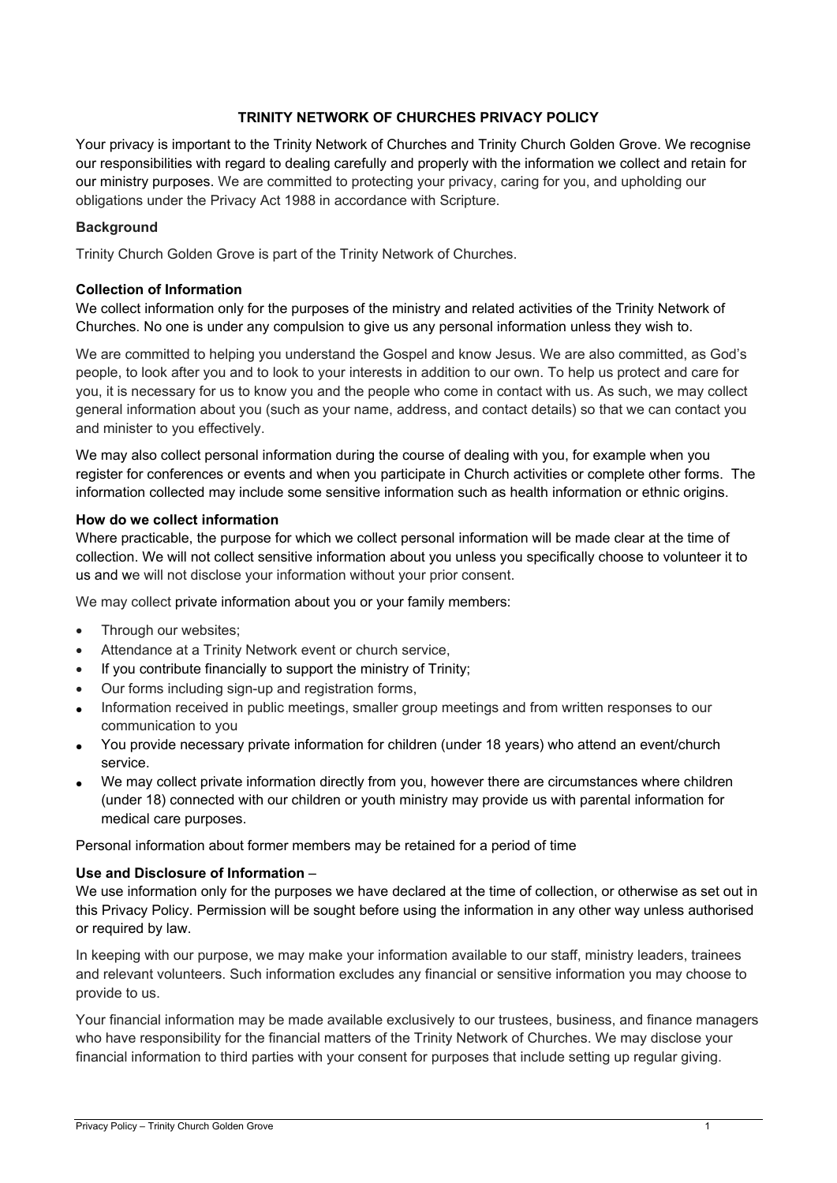# TRINITY NETWORK OF CHURCHES PRIVACY POLICY

Your privacy is important to the Trinity Network of Churches and Trinity Church Golden Grove. We recognise our responsibilities with regard to dealing carefully and properly with the information we collect and retain for our ministry purposes. We are committed to protecting your privacy, caring for you, and upholding our obligations under the Privacy Act 1988 in accordance with Scripture.

**Background**

Trinity Church Golden Grove is part of the Trinity Network of Churches.

**Collection of Information**

We collect information only for the purposes of the ministry and related activities of the Trinity Network of Churches. No one is under any compulsion to give us any personal information unless they wish to.

We are committed to helping you understand the Gospel and know Jesus. We are also committed, as God's people, to look after you and to look to your interests in addition to our own. To help us protect and care for you, it is necessary for us to know you and the people who come in contact with us. As such, we may collect general information about you (such as your name, address, and contact details) so that we can contact you and minister to you effectively.

We may also collect personal information during the course of dealing with you, for example when you register for conferences or events and when you participate in Church activities or complete other forms. The information collected may include some sensitive information such as health information or ethnic origins.

**How do we collect information**

Where practicable, the purpose for which we collect personal information will be made clear at the time of collection. We will not collect sensitive information about you unless you specifically choose to volunteer it to us and we will not disclose your information without your prior consent.

We may collect private information about you or your family members:

- Through our websites;
- Attendance at a Trinity Network event or church service,
- If you contribute financially to support the ministry of Trinity;
- Our forms including sign-up and registration forms,
- Information received in public meetings, smaller group meetings and from written responses to our communication to you
- You provide necessary private information for children (under 18 years) who attend an event/church service.
- We may collect private information directly from you, however there are circumstances where children (under 18) connected with our children or youth ministry may provide us with parental information for medical care purposes.

Personal information about former members may be retained for a period of time

**Use and Disclosure of Information** –

We use information only for the purposes we have declared at the time of collection, or otherwise as set out in this Privacy Policy. Permission will be sought before using the information in any other way unless authorised or required by law.

In keeping with our purpose, we may make your information available to our staff, ministry leaders, trainees and relevant volunteers. Such information excludes any financial or sensitive information you may choose to provide to us.

Your financial information may be made available exclusively to our trustees, business, and finance managers who have responsibility for the financial matters of the Trinity Network of Churches. We may disclose your financial information to third parties with your consent for purposes that include setting up regular giving.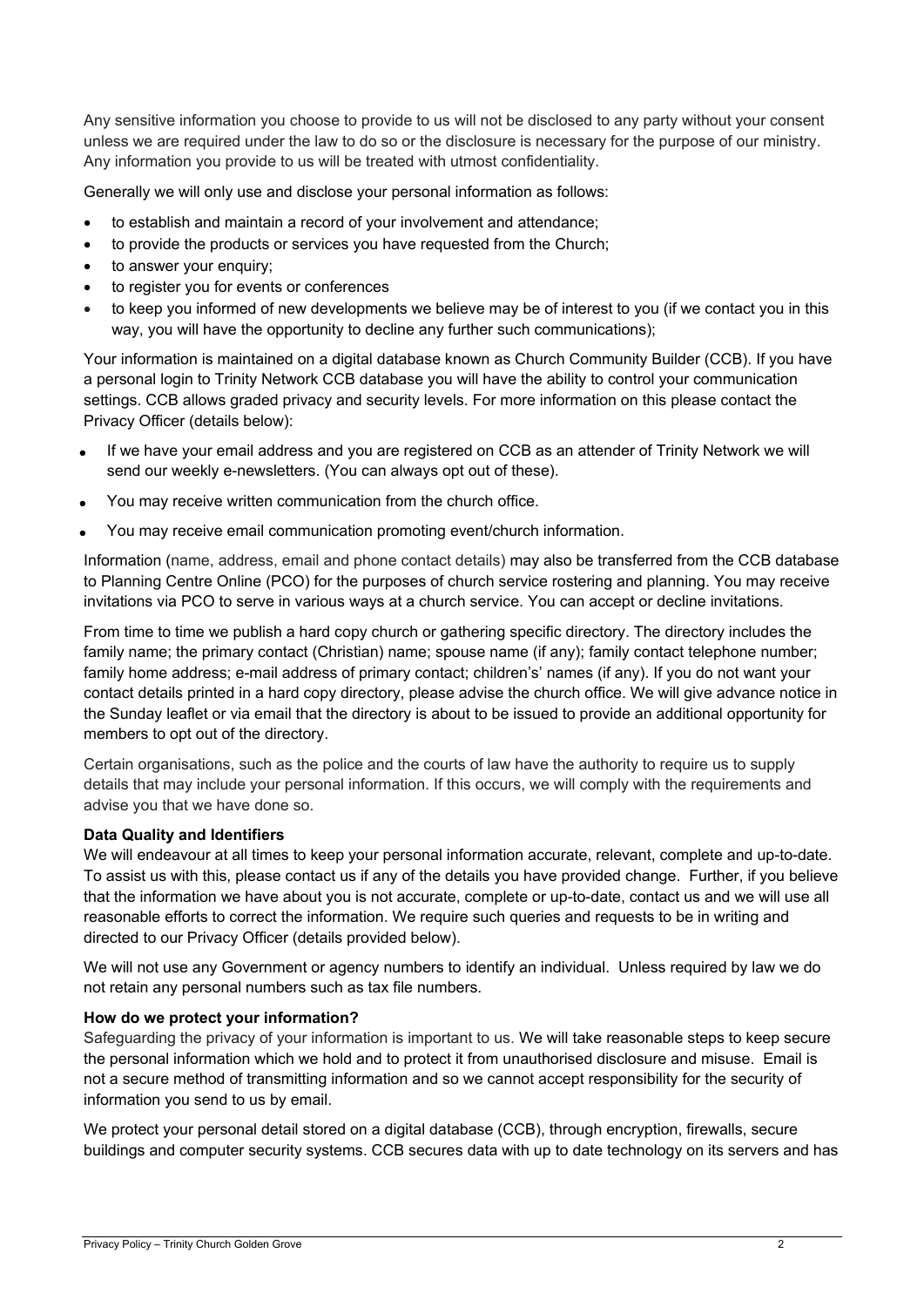Any sensitive information you choose to provide to us will not be disclosed to any party without your consent unless we are required under the law to do so or the disclosure is necessary for the purpose of our ministry. Any information you provide to us will be treated with utmost confidentiality.

Generally we will only use and disclose your personal information as follows:

- to establish and maintain a record of your involvement and attendance;
- to provide the products or services you have requested from the Church;
- to answer your enquiry;
- to register you for events or conferences
- to keep you informed of new developments we believe may be of interest to you (if we contact you in this way, you will have the opportunity to decline any further such communications);

Your information is maintained on a digital database known as Church Community Builder (CCB). If you have a personal login to Trinity Network CCB database you will have the ability to control your communication settings. CCB allows graded privacy and security levels. For more information on this please contact the Privacy Officer (details below):

- If we have your email address and you are registered on CCB as an attender of Trinity Network we will send our weekly e-newsletters. (You can always opt out of these).
- You may receive written communication from the church office.
- You may receive email communication promoting event/church information.

Information (name, address, email and phone contact details) may also be transferred from the CCB database to Planning Centre Online (PCO) for the purposes of church service rostering and planning. You may receive invitations via PCO to serve in various ways at a church service. You can accept or decline invitations.

From time to time we publish a hard copy church or gathering specific directory. The directory includes the family name; the primary contact (Christian) name; spouse name (if any); family contact telephone number; family home address; e-mail address of primary contact; children's' names (if any). If you do not want your contact details printed in a hard copy directory, please advise the church office. We will give advance notice in the Sunday leaflet or via email that the directory is about to be issued to provide an additional opportunity for members to opt out of the directory.

Certain organisations, such as the police and the courts of law have the authority to require us to supply details that may include your personal information. If this occurs, we will comply with the requirements and advise you that we have done so.

**Data Quality and Identifiers**

We will endeavour at all times to keep your personal information accurate, relevant, complete and up-to-date. To assist us with this, please contact us if any of the details you have provided change. Further, if you believe that the information we have about you is not accurate, complete or up-to-date, contact us and we will use all reasonable efforts to correct the information. We require such queries and requests to be in writing and directed to our Privacy Officer (details provided below).

We will not use any Government or agency numbers to identify an individual. Unless required by law we do not retain any personal numbers such as tax file numbers.

**How do we protect your information?**

Safeguarding the privacy of your information is important to us. We will take reasonable steps to keep secure the personal information which we hold and to protect it from unauthorised disclosure and misuse. Email is not a secure method of transmitting information and so we cannot accept responsibility for the security of information you send to us by email.

We protect your personal detail stored on a digital database (CCB), through encryption, firewalls, secure buildings and computer security systems. CCB secures data with up to date technology on its servers and has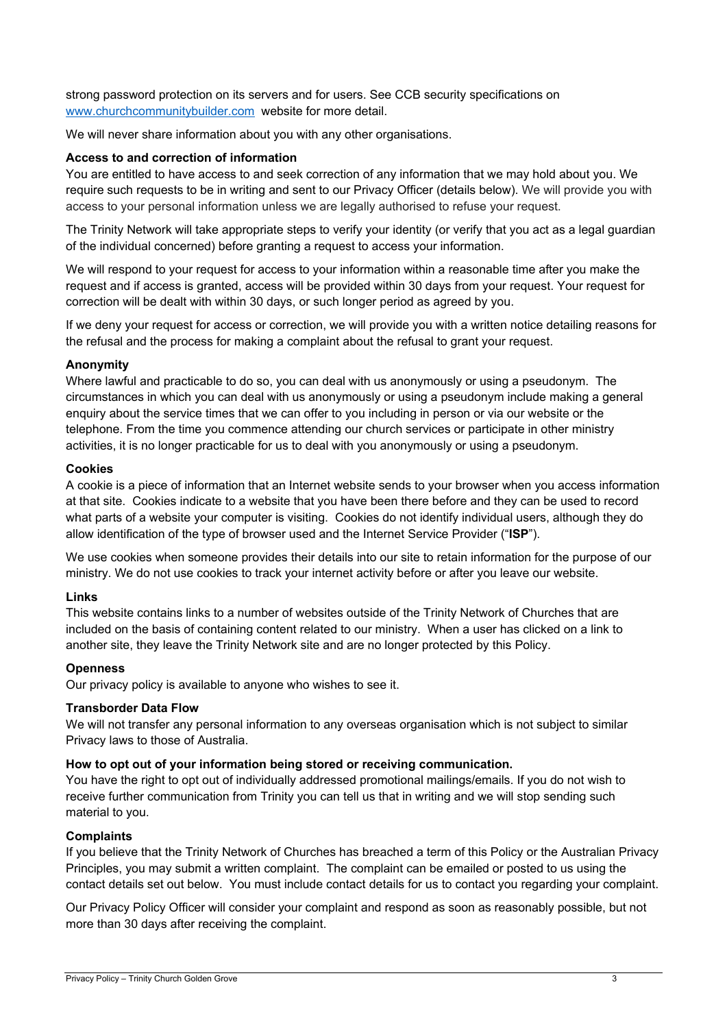strong password protection on its servers and for users. See CCB security specifications on [www.churchcommunitybuilder.com](http://www.churchcommunitybuilder.com) website for more detail.

We will never share information about you with any other organisations.

**Access to and correction of information**

You are entitled to have access to and seek correction of any information that we may hold about you. We require such requests to be in writing and sent to our Privacy Officer (details below). We will provide you with access to your personal information unless we are legally authorised to refuse your request.

The Trinity Network will take appropriate steps to verify your identity (or verify that you act as a legal guardian of the individual concerned) before granting a request to access your information.

We will respond to your request for access to your information within a reasonable time after you make the request and if access is granted, access will be provided within 30 days from your request. Your request for correction will be dealt with within 30 days, or such longer period as agreed by you.

If we deny your request for access or correction, we will provide you with a written notice detailing reasons for the refusal and the process for making a complaint about the refusal to grant your request.

**Anonymity**

Where lawful and practicable to do so, you can deal with us anonymously or using a pseudonym. The circumstances in which you can deal with us anonymously or using a pseudonym include making a general enquiry about the service times that we can offer to you including in person or via our website or the telephone. From the time you commence attending our church services or participate in other ministry activities, it is no longer practicable for us to deal with you anonymously or using a pseudonym.

**Cookies**

A cookie is a piece of information that an Internet website sends to your browser when you access information at that site. Cookies indicate to a website that you have been there before and they can be used to record what parts of a website your computer is visiting. Cookies do not identify individual users, although they do allow identification of the type of browser used and the Internet Service Provider ("**ISP**").

We use cookies when someone provides their details into our site to retain information for the purpose of our ministry. We do not use cookies to track your internet activity before or after you leave our website.

**Links**

This website contains links to a number of websites outside of the Trinity Network of Churches that are included on the basis of containing content related to our ministry. When a user has clicked on a link to another site, they leave the Trinity Network site and are no longer protected by this Policy.

**Openness**

Our privacy policy is available to anyone who wishes to see it.

**Transborder Data Flow**

We will not transfer any personal information to any overseas organisation which is not subject to similar Privacy laws to those of Australia.

**How to opt out of your information being stored or receiving communication.**

You have the right to opt out of individually addressed promotional mailings/emails. If you do not wish to receive further communication from Trinity you can tell us that in writing and we will stop sending such material to you.

**Complaints**

If you believe that the Trinity Network of Churches has breached a term of this Policy or the Australian Privacy Principles, you may submit a written complaint. The complaint can be emailed or posted to us using the contact details set out below. You must include contact details for us to contact you regarding your complaint.

Our Privacy Policy Officer will consider your complaint and respond as soon as reasonably possible, but not more than 30 days after receiving the complaint.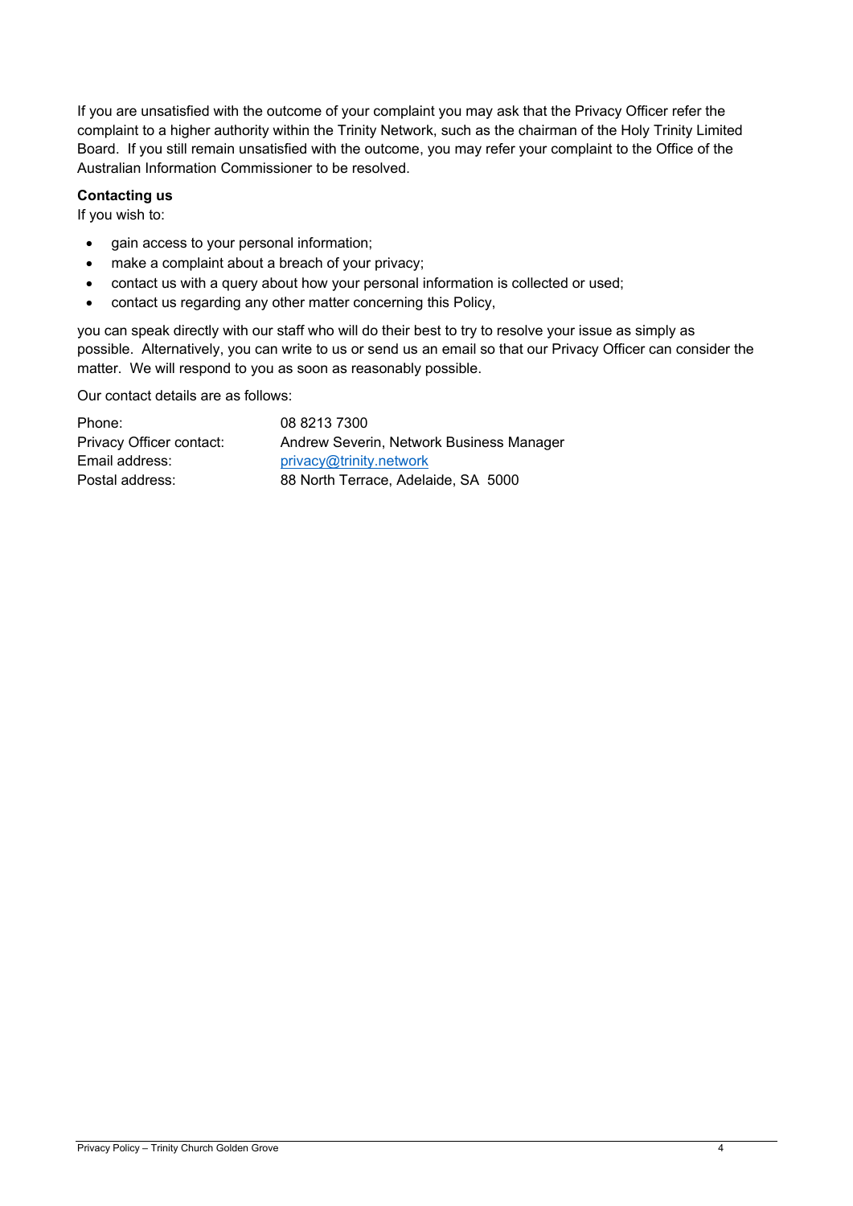If you are unsatisfied with the outcome of your complaint you may ask that the Privacy Officer refer the complaint to a higher authority within the Trinity Network, such as the chairman of the Holy Trinity Limited Board. If you still remain unsatisfied with the outcome, you may refer your complaint to the Office of the Australian Information Commissioner to be resolved.

**Contacting us**

If you wish to:

- gain access to your personal information;
- make a complaint about a breach of your privacy;
- contact us with a query about how your personal information is collected or used;
- contact us regarding any other matter concerning this Policy,

you can speak directly with our staff who will do their best to try to resolve your issue as simply as possible. Alternatively, you can write to us or send us an email so that our Privacy Officer can consider the matter. We will respond to you as soon as reasonably possible.

Our contact details are as follows:

| | |
|---|---|
| Phone: | 08 8213 7300 |
| Privacy Officer contact: | Andrew Severin, Network Business Manager |
| Email address: | privacy@trinity.network |
| Postal address: | 88 North Terrace, Adelaide, SA 5000 |